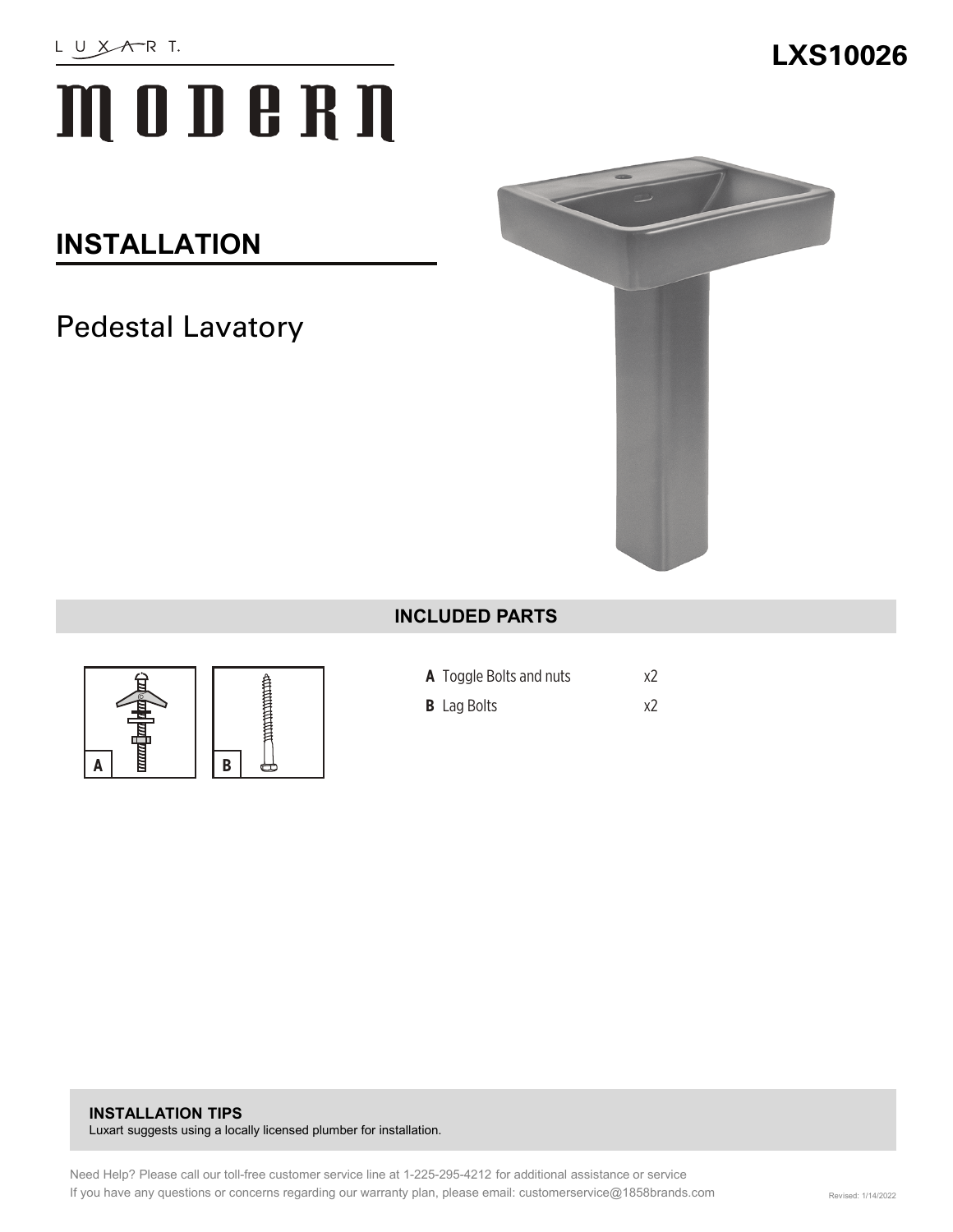LUXART.

# MODERN

**LXS10026**

## INSTALLATION

Pedestal Lavatory

### INCLUDED PARTS

| | | |
|---|---|---|
| **A** | Toggle Bolts and nuts | x2 |
| **B** | Lag Bolts | x2 |

**INSTALLATION TIPS**

Luxart suggests using a locally licensed plumber for installation.

Need Help? Please call our toll-free customer service line at 1-225-295-4212 for additional assistance or service

If you have any questions or concerns regarding our warranty plan, please email: customerservice@1858brands.com

Revised: 1/14/2022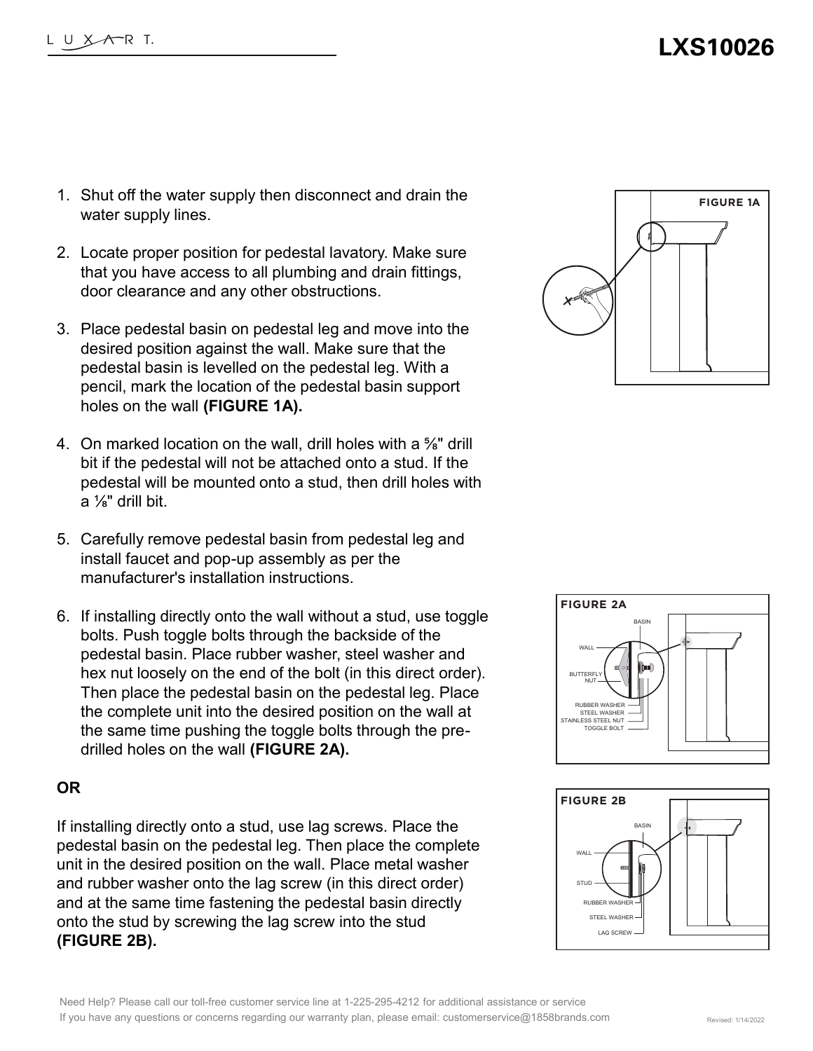1. Shut off the water supply then disconnect and drain the water supply lines.

2. Locate proper position for pedestal lavatory. Make sure that you have access to all plumbing and drain fittings, door clearance and any other obstructions.

3. Place pedestal basin on pedestal leg and move into the desired position against the wall. Make sure that the pedestal basin is levelled on the pedestal leg. With a pencil, mark the location of the pedestal basin support holes on the wall **(FIGURE 1A).**

4. On marked location on the wall, drill holes with a ⅝" drill bit if the pedestal will not be attached onto a stud. If the pedestal will be mounted onto a stud, then drill holes with a ⅛" drill bit.

5. Carefully remove pedestal basin from pedestal leg and install faucet and pop-up assembly as per the manufacturer's installation instructions.

6. If installing directly onto the wall without a stud, use toggle bolts. Push toggle bolts through the backside of the pedestal basin. Place rubber washer, steel washer and hex nut loosely on the end of the bolt (in this direct order). Then place the pedestal basin on the pedestal leg. Place the complete unit into the desired position on the wall at the same time pushing the toggle bolts through the pre-drilled holes on the wall **(FIGURE 2A).**

**OR**

If installing directly onto a stud, use lag screws. Place the pedestal basin on the pedestal leg. Then place the complete unit in the desired position on the wall. Place metal washer and rubber washer onto the lag screw (in this direct order) and at the same time fastening the pedestal basin directly onto the stud by screwing the lag screw into the stud **(FIGURE 2B).**

Need Help? Please call our toll-free customer service line at 1-225-295-4212 for additional assistance or service
If you have any questions or concerns regarding our warranty plan, please email: customerservice@1858brands.com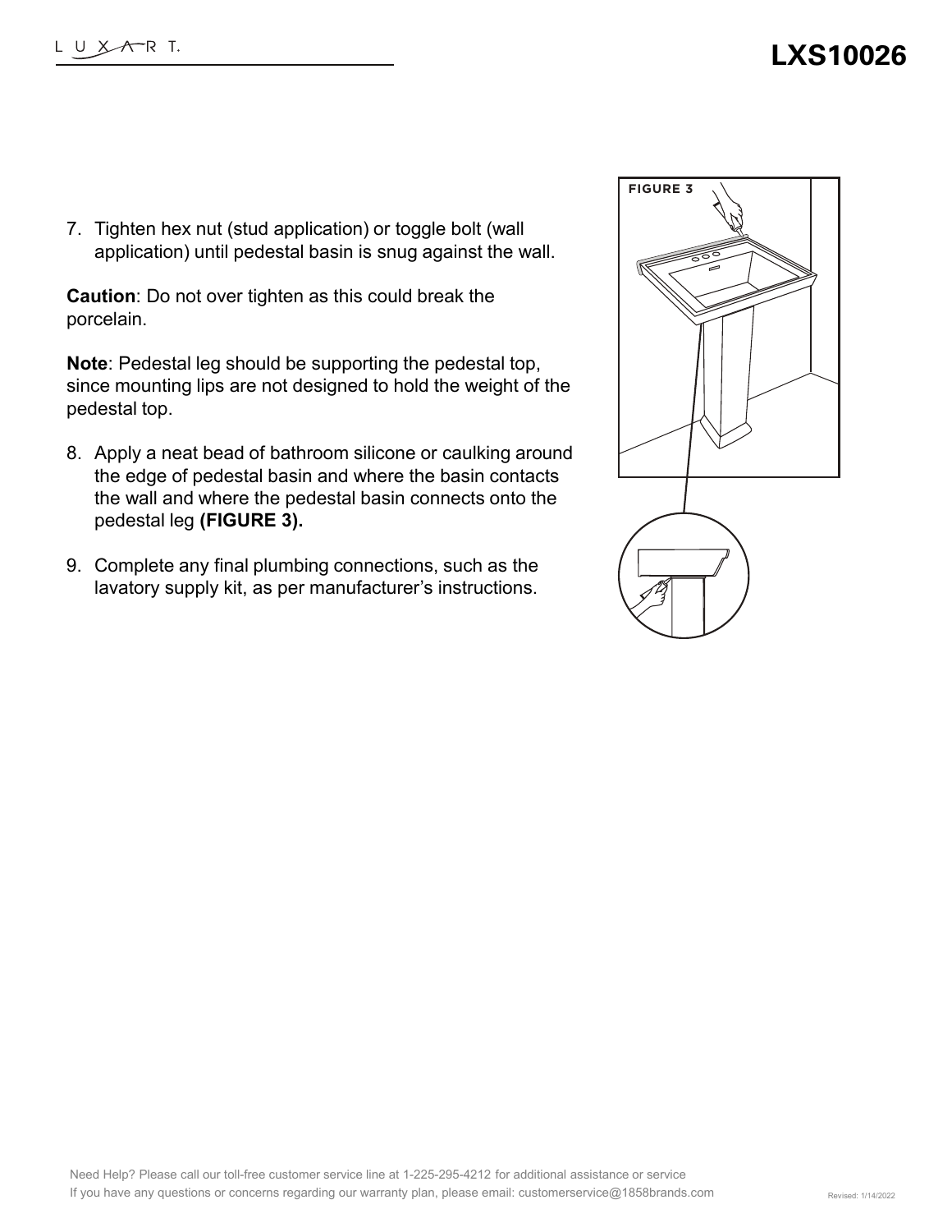7. Tighten hex nut (stud application) or toggle bolt (wall application) until pedestal basin is snug against the wall.

**Caution**: Do not over tighten as this could break the porcelain.

**Note**: Pedestal leg should be supporting the pedestal top, since mounting lips are not designed to hold the weight of the pedestal top.

8. Apply a neat bead of bathroom silicone or caulking around the edge of pedestal basin and where the basin contacts the wall and where the pedestal basin connects onto the pedestal leg **(FIGURE 3).**

9. Complete any final plumbing connections, such as the lavatory supply kit, as per manufacturer's instructions.

FIGURE 3

Need Help? Please call our toll-free customer service line at 1-225-295-4212 for additional assistance or service
If you have any questions or concerns regarding our warranty plan, please email: customerservice@1858brands.com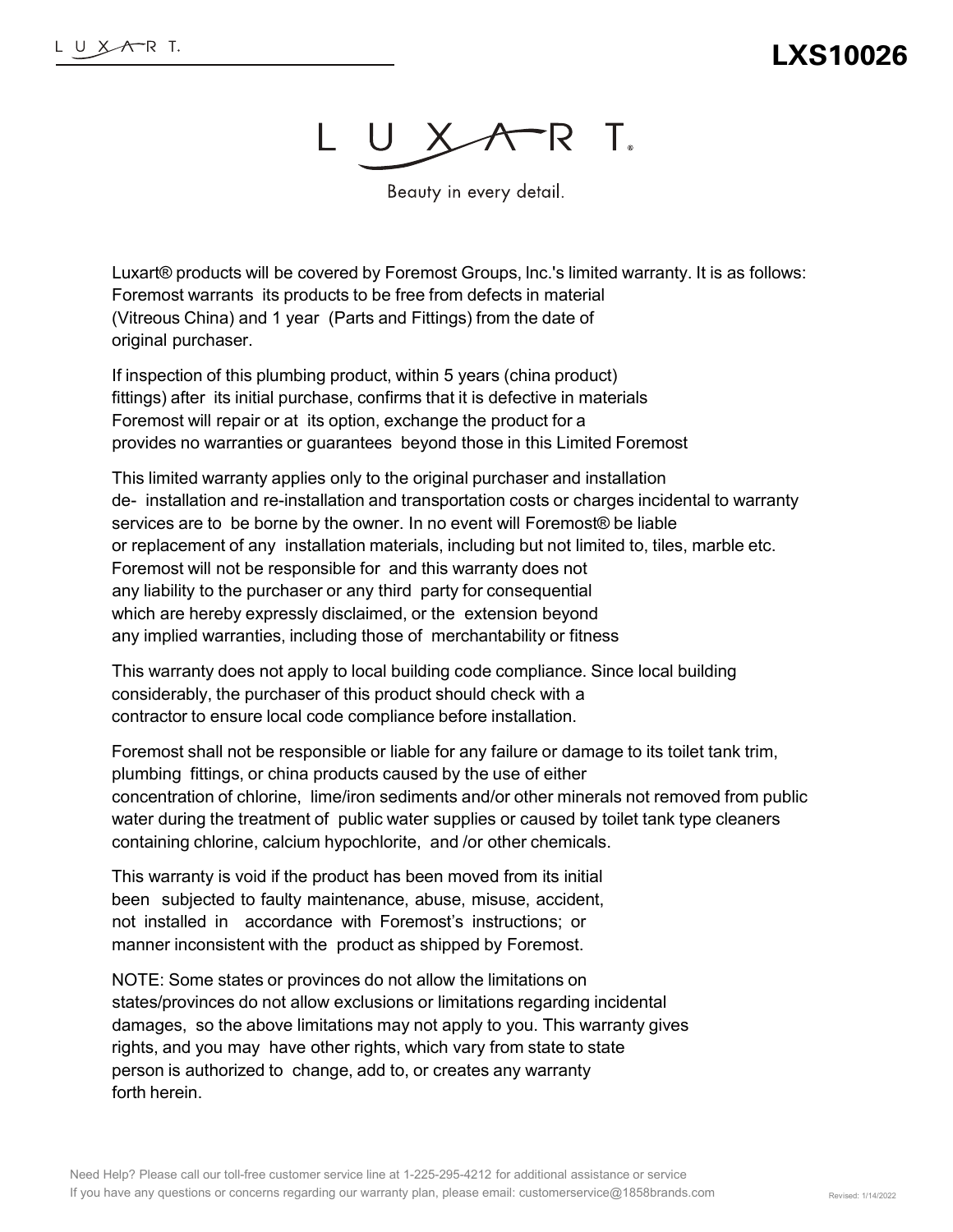# LXS10026

LUXART.

Beauty in every detail.

Luxart® products will be covered by Foremost Groups, Inc.'s limited warranty. It is as follows: Foremost warrants its products to be free from defects in material (Vitreous China) and 1 year (Parts and Fittings) from the date of original purchaser.

If inspection of this plumbing product, within 5 years (china product) fittings) after its initial purchase, confirms that it is defective in materials Foremost will repair or at its option, exchange the product for a provides no warranties or guarantees beyond those in this Limited Foremost

This limited warranty applies only to the original purchaser and installation de- installation and re-installation and transportation costs or charges incidental to warranty services are to be borne by the owner. In no event will Foremost® be liable or replacement of any installation materials, including but not limited to, tiles, marble etc. Foremost will not be responsible for and this warranty does not any liability to the purchaser or any third party for consequential which are hereby expressly disclaimed, or the extension beyond any implied warranties, including those of merchantability or fitness

This warranty does not apply to local building code compliance. Since local building considerably, the purchaser of this product should check with a contractor to ensure local code compliance before installation.

Foremost shall not be responsible or liable for any failure or damage to its toilet tank trim, plumbing fittings, or china products caused by the use of either concentration of chlorine, lime/iron sediments and/or other minerals not removed from public water during the treatment of public water supplies or caused by toilet tank type cleaners containing chlorine, calcium hypochlorite, and /or other chemicals.

This warranty is void if the product has been moved from its initial been subjected to faulty maintenance, abuse, misuse, accident, not installed in accordance with Foremost's instructions; or manner inconsistent with the product as shipped by Foremost.

NOTE: Some states or provinces do not allow the limitations on states/provinces do not allow exclusions or limitations regarding incidental damages, so the above limitations may not apply to you. This warranty gives rights, and you may have other rights, which vary from state to state person is authorized to change, add to, or creates any warranty forth herein.

Need Help? Please call our toll-free customer service line at 1-225-295-4212 for additional assistance or service
If you have any questions or concerns regarding our warranty plan, please email: customerservice@1858brands.com

Revised: 1/14/2022